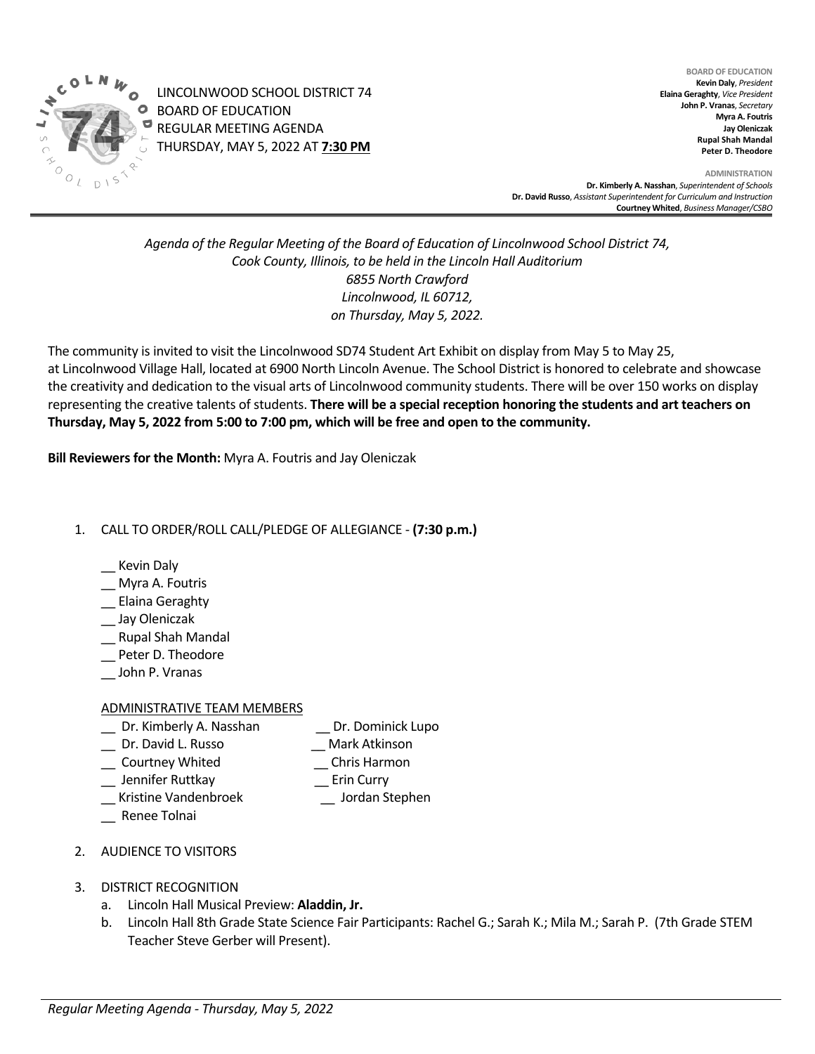LINCOLNWOOD SCHOOL DISTRICT 74
BOARD OF EDUCATION
REGULAR MEETING AGENDA
THURSDAY, MAY 5, 2022 AT **7:30 PM**

**BOARD OF EDUCATION**
**Kevin Daly**, *President*
**Elaina Geraghty**, *Vice President*
**John P. Vranas**, *Secretary*
**Myra A. Foutris**
**Jay Oleniczak**
**Rupal Shah Mandal**
**Peter D. Theodore**

**ADMINISTRATION**
**Dr. Kimberly A. Nasshan**, *Superintendent of Schools*
**Dr. David Russo**, *Assistant Superintendent for Curriculum and Instruction*
**Courtney Whited**, *Business Manager/CSBO*

---

*Agenda of the Regular Meeting of the Board of Education of Lincolnwood School District 74, Cook County, Illinois, to be held in the Lincoln Hall Auditorium 6855 North Crawford Lincolnwood, IL 60712, on Thursday, May 5, 2022.*

The community is invited to visit the Lincolnwood SD74 Student Art Exhibit on display from May 5 to May 25, at Lincolnwood Village Hall, located at 6900 North Lincoln Avenue. The School District is honored to celebrate and showcase the creativity and dedication to the visual arts of Lincolnwood community students. There will be over 150 works on display representing the creative talents of students. **There will be a special reception honoring the students and art teachers on Thursday, May 5, 2022 from 5:00 to 7:00 pm, which will be free and open to the community.**

**Bill Reviewers for the Month:** Myra A. Foutris and Jay Oleniczak

1. CALL TO ORDER/ROLL CALL/PLEDGE OF ALLEGIANCE - **(7:30 p.m.)**

   __ Kevin Daly
   __ Myra A. Foutris
   __ Elaina Geraghty
   __ Jay Oleniczak
   __ Rupal Shah Mandal
   __ Peter D. Theodore
   __ John P. Vranas

   ADMINISTRATIVE TEAM MEMBERS

   __ Dr. Kimberly A. Nasshan
   __ Dr. David L. Russo
   __ Courtney Whited
   __ Jennifer Ruttkay
   __ Kristine Vandenbroek
   __ Renee Tolnai
   __ Dr. Dominick Lupo
   __ Mark Atkinson
   __ Chris Harmon
   __ Erin Curry
   __ Jordan Stephen

2. AUDIENCE TO VISITORS

3. DISTRICT RECOGNITION
   a. Lincoln Hall Musical Preview: **Aladdin, Jr.**
   b. Lincoln Hall 8th Grade State Science Fair Participants: Rachel G.; Sarah K.; Mila M.; Sarah P. (7th Grade STEM Teacher Steve Gerber will Present).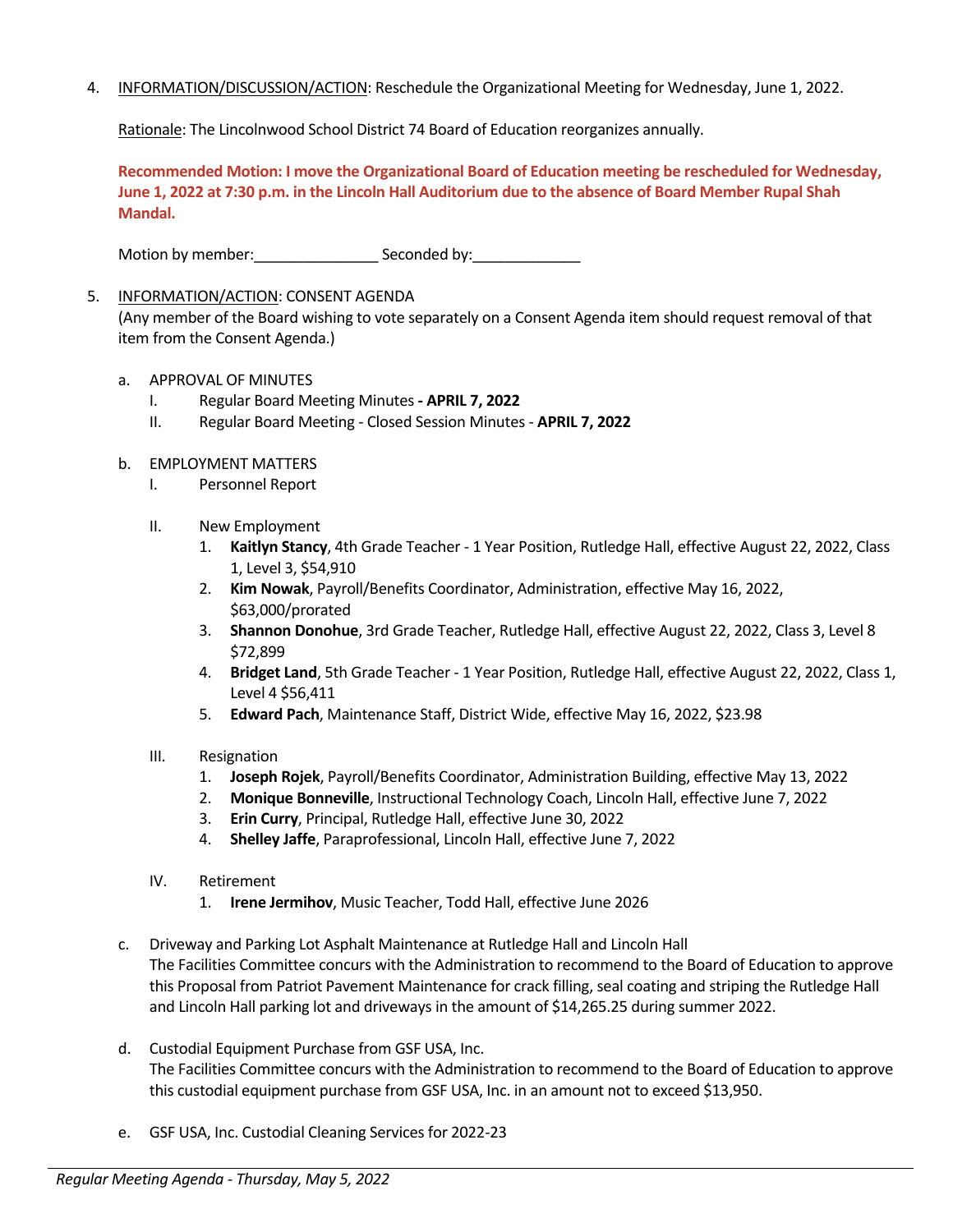4. INFORMATION/DISCUSSION/ACTION: Reschedule the Organizational Meeting for Wednesday, June 1, 2022.

   Rationale: The Lincolnwood School District 74 Board of Education reorganizes annually.

   **Recommended Motion: I move the Organizational Board of Education meeting be rescheduled for Wednesday, June 1, 2022 at 7:30 p.m. in the Lincoln Hall Auditorium due to the absence of Board Member Rupal Shah Mandal.**

   Motion by member:_______________ Seconded by:_____________

5. INFORMATION/ACTION: CONSENT AGENDA
   (Any member of the Board wishing to vote separately on a Consent Agenda item should request removal of that item from the Consent Agenda.)

   a. APPROVAL OF MINUTES
      I. Regular Board Meeting Minutes **- APRIL 7, 2022**
      II. Regular Board Meeting - Closed Session Minutes - **APRIL 7, 2022**

   b. EMPLOYMENT MATTERS
      I. Personnel Report

      II. New Employment
         1. **Kaitlyn Stancy**, 4th Grade Teacher - 1 Year Position, Rutledge Hall, effective August 22, 2022, Class 1, Level 3, $54,910
         2. **Kim Nowak**, Payroll/Benefits Coordinator, Administration, effective May 16, 2022, $63,000/prorated
         3. **Shannon Donohue**, 3rd Grade Teacher, Rutledge Hall, effective August 22, 2022, Class 3, Level 8 $72,899
         4. **Bridget Land**, 5th Grade Teacher - 1 Year Position, Rutledge Hall, effective August 22, 2022, Class 1, Level 4 $56,411
         5. **Edward Pach**, Maintenance Staff, District Wide, effective May 16, 2022, $23.98

      III. Resignation
         1. **Joseph Rojek**, Payroll/Benefits Coordinator, Administration Building, effective May 13, 2022
         2. **Monique Bonneville**, Instructional Technology Coach, Lincoln Hall, effective June 7, 2022
         3. **Erin Curry**, Principal, Rutledge Hall, effective June 30, 2022
         4. **Shelley Jaffe**, Paraprofessional, Lincoln Hall, effective June 7, 2022

      IV. Retirement
         1. **Irene Jermihov**, Music Teacher, Todd Hall, effective June 2026

   c. Driveway and Parking Lot Asphalt Maintenance at Rutledge Hall and Lincoln Hall
      The Facilities Committee concurs with the Administration to recommend to the Board of Education to approve this Proposal from Patriot Pavement Maintenance for crack filling, seal coating and striping the Rutledge Hall and Lincoln Hall parking lot and driveways in the amount of $14,265.25 during summer 2022.

   d. Custodial Equipment Purchase from GSF USA, Inc.
      The Facilities Committee concurs with the Administration to recommend to the Board of Education to approve this custodial equipment purchase from GSF USA, Inc. in an amount not to exceed $13,950.

   e. GSF USA, Inc. Custodial Cleaning Services for 2022-23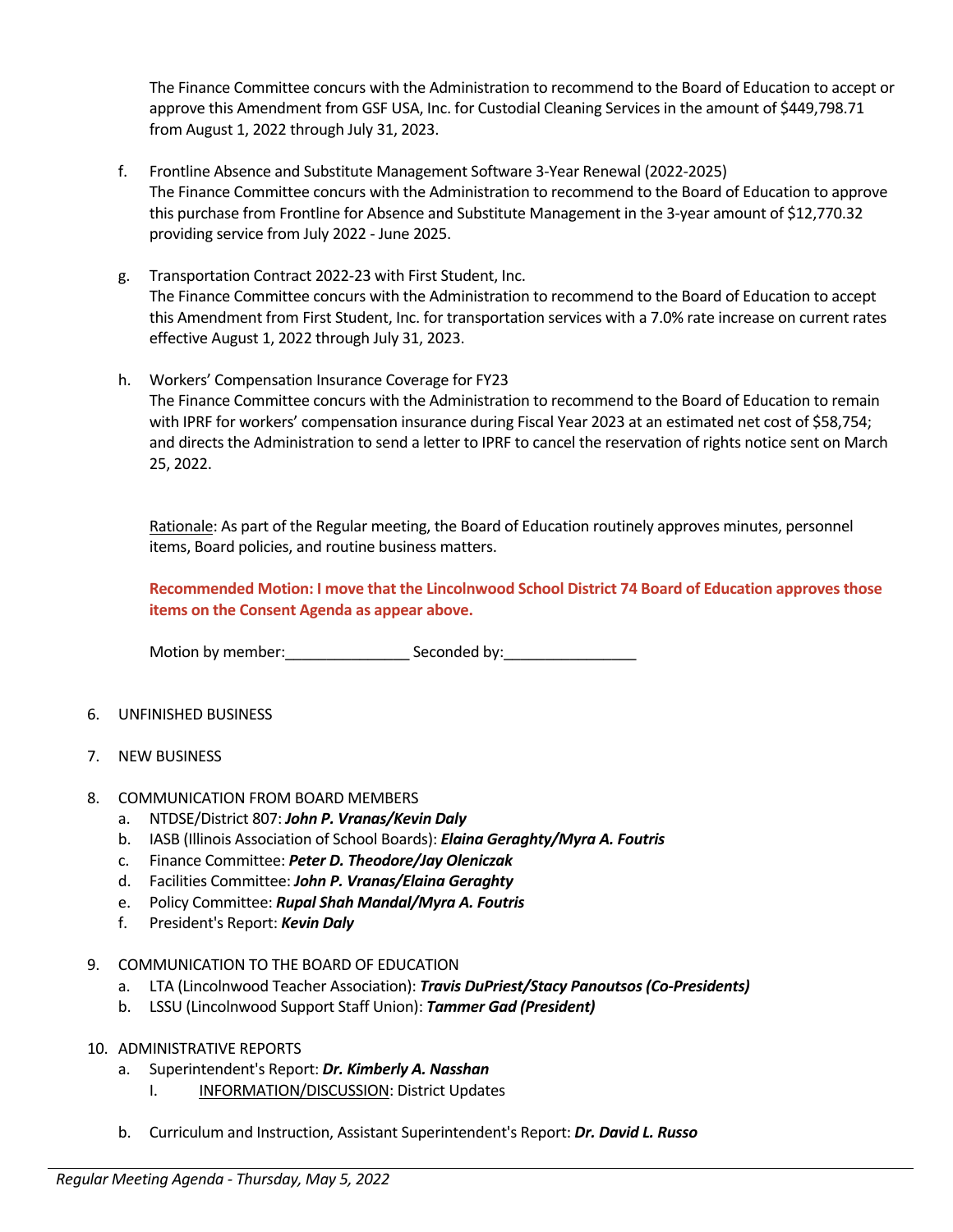The Finance Committee concurs with the Administration to recommend to the Board of Education to accept or approve this Amendment from GSF USA, Inc. for Custodial Cleaning Services in the amount of $449,798.71 from August 1, 2022 through July 31, 2023.

f. Frontline Absence and Substitute Management Software 3-Year Renewal (2022-2025)
   The Finance Committee concurs with the Administration to recommend to the Board of Education to approve this purchase from Frontline for Absence and Substitute Management in the 3-year amount of $12,770.32 providing service from July 2022 - June 2025.

g. Transportation Contract 2022-23 with First Student, Inc.
   The Finance Committee concurs with the Administration to recommend to the Board of Education to accept this Amendment from First Student, Inc. for transportation services with a 7.0% rate increase on current rates effective August 1, 2022 through July 31, 2023.

h. Workers' Compensation Insurance Coverage for FY23
   The Finance Committee concurs with the Administration to recommend to the Board of Education to remain with IPRF for workers' compensation insurance during Fiscal Year 2023 at an estimated net cost of $58,754; and directs the Administration to send a letter to IPRF to cancel the reservation of rights notice sent on March 25, 2022.

Rationale: As part of the Regular meeting, the Board of Education routinely approves minutes, personnel items, Board policies, and routine business matters.

**Recommended Motion: I move that the Lincolnwood School District 74 Board of Education approves those items on the Consent Agenda as appear above.**

Motion by member:_______________ Seconded by:________________

6. UNFINISHED BUSINESS

7. NEW BUSINESS

8. COMMUNICATION FROM BOARD MEMBERS
   a. NTDSE/District 807: ***John P. Vranas/Kevin Daly***
   b. IASB (Illinois Association of School Boards): ***Elaina Geraghty/Myra A. Foutris***
   c. Finance Committee: ***Peter D. Theodore/Jay Oleniczak***
   d. Facilities Committee: ***John P. Vranas/Elaina Geraghty***
   e. Policy Committee: ***Rupal Shah Mandal/Myra A. Foutris***
   f. President's Report: ***Kevin Daly***

9. COMMUNICATION TO THE BOARD OF EDUCATION
   a. LTA (Lincolnwood Teacher Association): ***Travis DuPriest/Stacy Panoutsos (Co-Presidents)***
   b. LSSU (Lincolnwood Support Staff Union): ***Tammer Gad (President)***

10. ADMINISTRATIVE REPORTS
    a. Superintendent's Report: ***Dr. Kimberly A. Nasshan***
       I. INFORMATION/DISCUSSION: District Updates
    b. Curriculum and Instruction, Assistant Superintendent's Report: ***Dr. David L. Russo***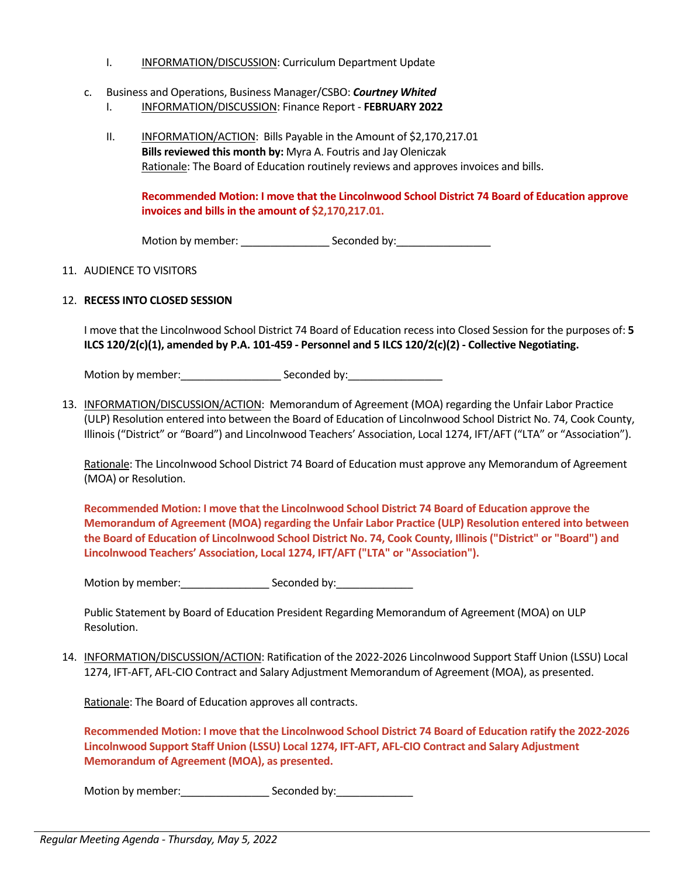I. <u>INFORMATION/DISCUSSION</u>: Curriculum Department Update

c. Business and Operations, Business Manager/CSBO: ***Courtney Whited***

I. <u>INFORMATION/DISCUSSION</u>: Finance Report - **FEBRUARY 2022**

II. <u>INFORMATION/ACTION</u>: Bills Payable in the Amount of $2,170,217.01
**Bills reviewed this month by:** Myra A. Foutris and Jay Oleniczak
<u>Rationale</u>: The Board of Education routinely reviews and approves invoices and bills.

**Recommended Motion: I move that the Lincolnwood School District 74 Board of Education approve invoices and bills in the amount of $2,170,217.01.**

Motion by member: _______________ Seconded by:________________

11. AUDIENCE TO VISITORS

12. **RECESS INTO CLOSED SESSION**

I move that the Lincolnwood School District 74 Board of Education recess into Closed Session for the purposes of: **5 ILCS 120/2(c)(1), amended by P.A. 101-459 - Personnel and 5 ILCS 120/2(c)(2) - Collective Negotiating.**

Motion by member:_________________ Seconded by:________________

13. <u>INFORMATION/DISCUSSION/ACTION</u>: Memorandum of Agreement (MOA) regarding the Unfair Labor Practice (ULP) Resolution entered into between the Board of Education of Lincolnwood School District No. 74, Cook County, Illinois ("District" or "Board") and Lincolnwood Teachers' Association, Local 1274, IFT/AFT ("LTA" or "Association").

<u>Rationale</u>: The Lincolnwood School District 74 Board of Education must approve any Memorandum of Agreement (MOA) or Resolution.

**Recommended Motion: I move that the Lincolnwood School District 74 Board of Education approve the Memorandum of Agreement (MOA) regarding the Unfair Labor Practice (ULP) Resolution entered into between the Board of Education of Lincolnwood School District No. 74, Cook County, Illinois ("District" or "Board") and Lincolnwood Teachers' Association, Local 1274, IFT/AFT ("LTA" or "Association").**

Motion by member:_______________ Seconded by:_____________

Public Statement by Board of Education President Regarding Memorandum of Agreement (MOA) on ULP Resolution.

14. <u>INFORMATION/DISCUSSION/ACTION</u>: Ratification of the 2022-2026 Lincolnwood Support Staff Union (LSSU) Local 1274, IFT-AFT, AFL-CIO Contract and Salary Adjustment Memorandum of Agreement (MOA), as presented.

<u>Rationale</u>: The Board of Education approves all contracts.

**Recommended Motion: I move that the Lincolnwood School District 74 Board of Education ratify the 2022-2026 Lincolnwood Support Staff Union (LSSU) Local 1274, IFT-AFT, AFL-CIO Contract and Salary Adjustment Memorandum of Agreement (MOA), as presented.**

Motion by member:_______________ Seconded by:_____________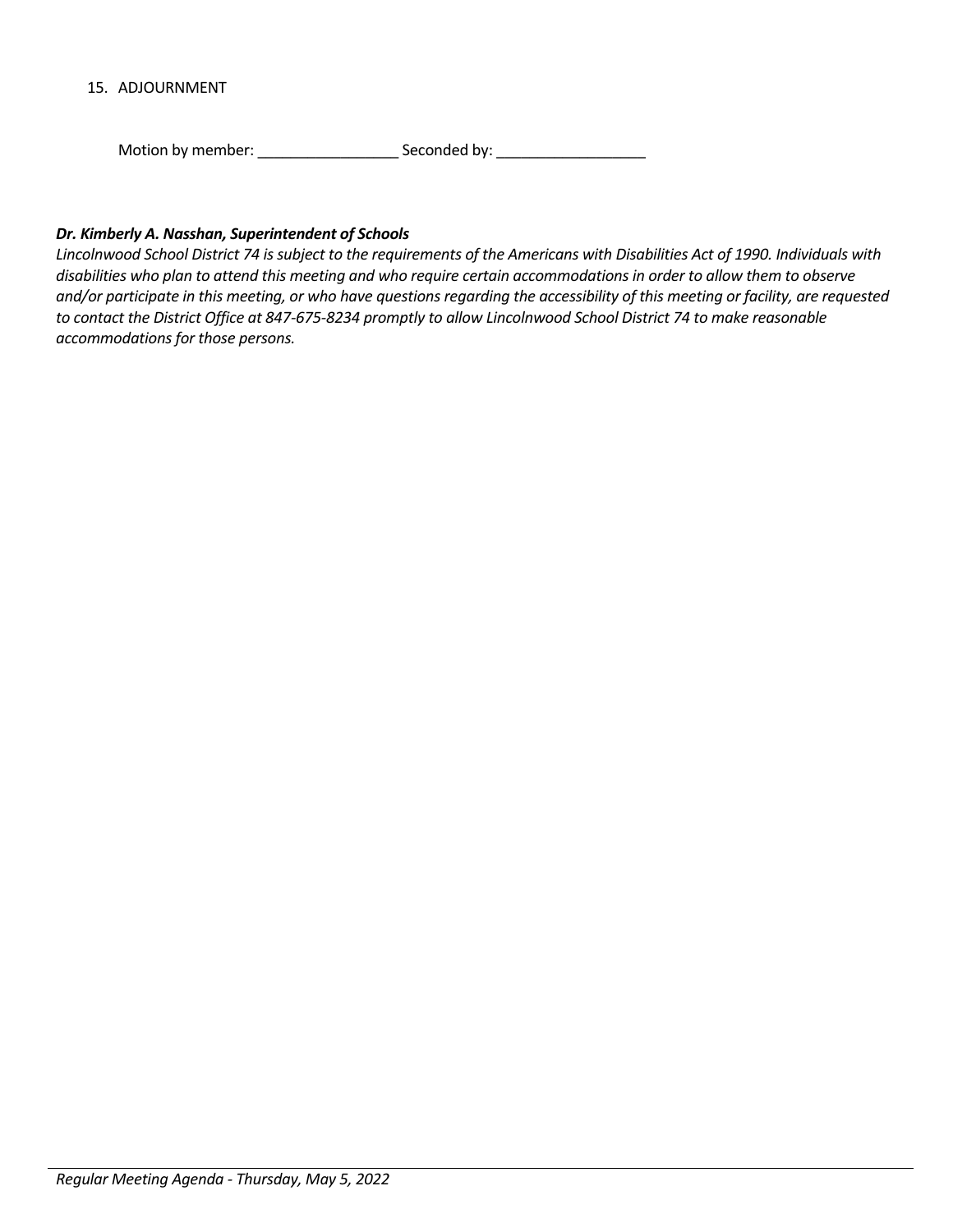15. ADJOURNMENT

Motion by member: _________________ Seconded by: __________________

***Dr. Kimberly A. Nasshan, Superintendent of Schools***

*Lincolnwood School District 74 is subject to the requirements of the Americans with Disabilities Act of 1990. Individuals with disabilities who plan to attend this meeting and who require certain accommodations in order to allow them to observe and/or participate in this meeting, or who have questions regarding the accessibility of this meeting or facility, are requested to contact the District Office at 847-675-8234 promptly to allow Lincolnwood School District 74 to make reasonable accommodations for those persons.*